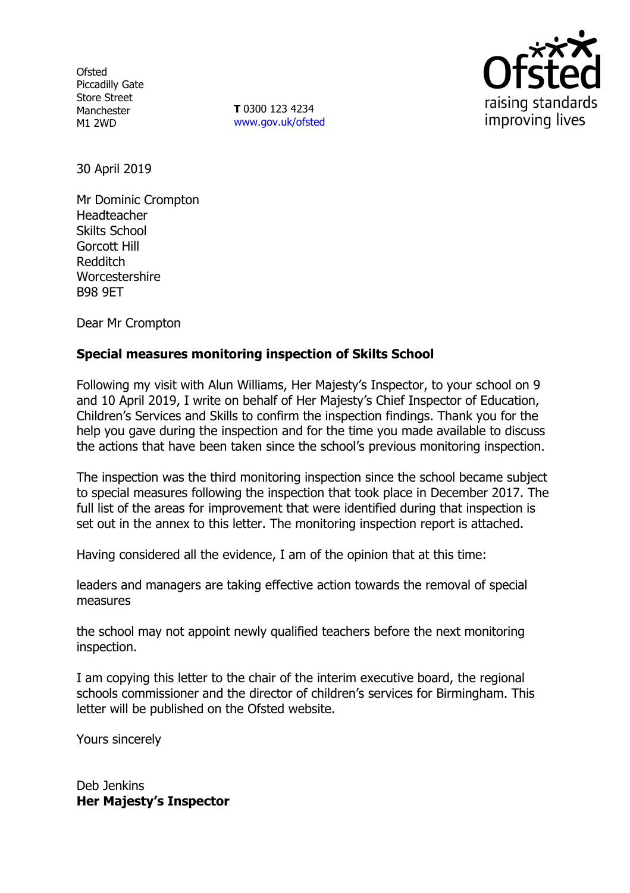Ofsted
Piccadilly Gate
Store Street
Manchester
M1 2WD

**T** 0300 123 4234
www.gov.uk/ofsted

30 April 2019

Mr Dominic Crompton
Headteacher
Skilts School
Gorcott Hill
Redditch
Worcestershire
B98 9ET

Dear Mr Crompton

**Special measures monitoring inspection of Skilts School**

Following my visit with Alun Williams, Her Majesty's Inspector, to your school on 9 and 10 April 2019, I write on behalf of Her Majesty's Chief Inspector of Education, Children's Services and Skills to confirm the inspection findings. Thank you for the help you gave during the inspection and for the time you made available to discuss the actions that have been taken since the school's previous monitoring inspection.

The inspection was the third monitoring inspection since the school became subject to special measures following the inspection that took place in December 2017. The full list of the areas for improvement that were identified during that inspection is set out in the annex to this letter. The monitoring inspection report is attached.

Having considered all the evidence, I am of the opinion that at this time:

leaders and managers are taking effective action towards the removal of special measures

the school may not appoint newly qualified teachers before the next monitoring inspection.

I am copying this letter to the chair of the interim executive board, the regional schools commissioner and the director of children's services for Birmingham. This letter will be published on the Ofsted website.

Yours sincerely

Deb Jenkins
**Her Majesty's Inspector**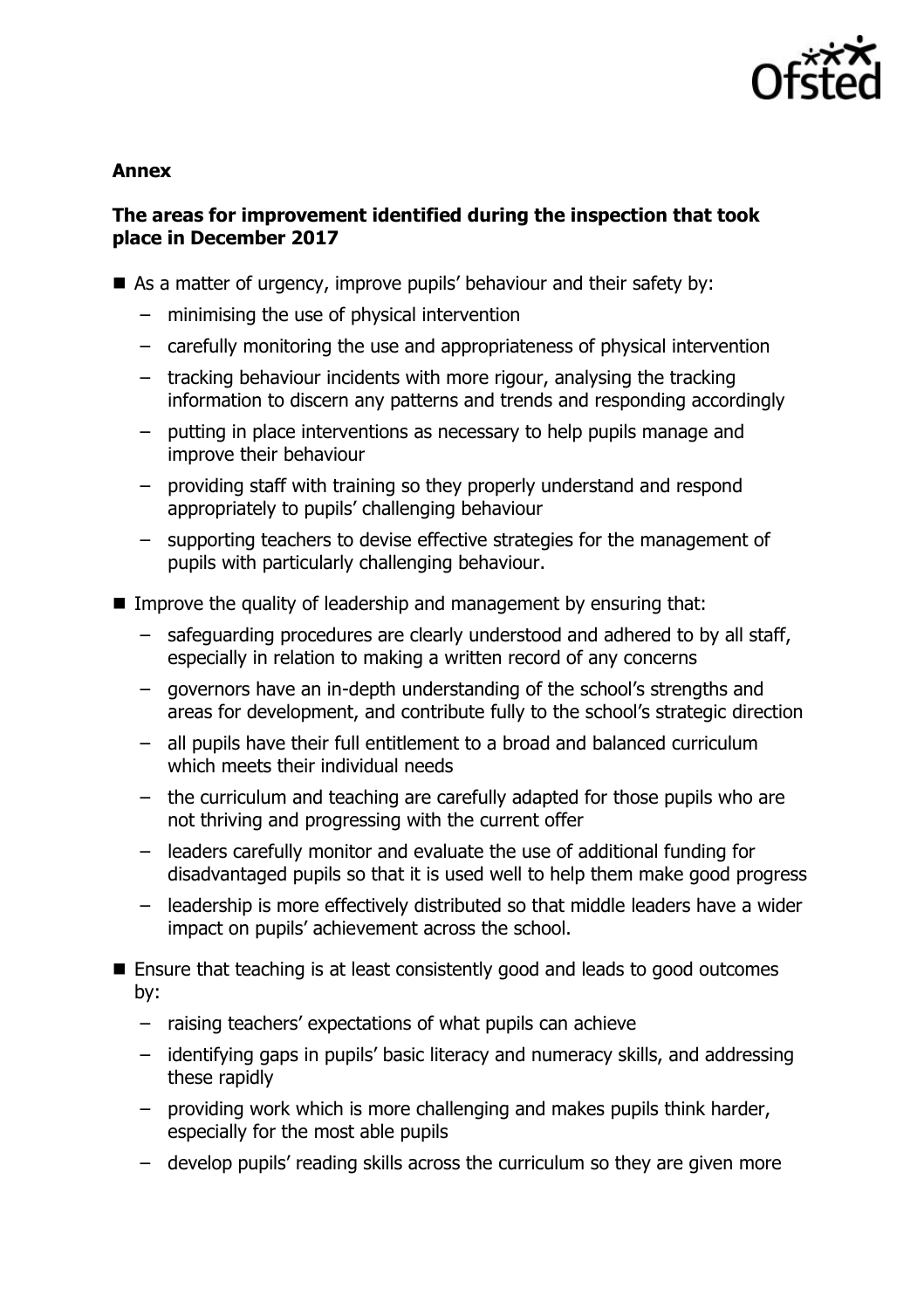**Annex**

**The areas for improvement identified during the inspection that took place in December 2017**

- As a matter of urgency, improve pupils' behaviour and their safety by:
  - minimising the use of physical intervention
  - carefully monitoring the use and appropriateness of physical intervention
  - tracking behaviour incidents with more rigour, analysing the tracking information to discern any patterns and trends and responding accordingly
  - putting in place interventions as necessary to help pupils manage and improve their behaviour
  - providing staff with training so they properly understand and respond appropriately to pupils' challenging behaviour
  - supporting teachers to devise effective strategies for the management of pupils with particularly challenging behaviour.
- Improve the quality of leadership and management by ensuring that:
  - safeguarding procedures are clearly understood and adhered to by all staff, especially in relation to making a written record of any concerns
  - governors have an in-depth understanding of the school's strengths and areas for development, and contribute fully to the school's strategic direction
  - all pupils have their full entitlement to a broad and balanced curriculum which meets their individual needs
  - the curriculum and teaching are carefully adapted for those pupils who are not thriving and progressing with the current offer
  - leaders carefully monitor and evaluate the use of additional funding for disadvantaged pupils so that it is used well to help them make good progress
  - leadership is more effectively distributed so that middle leaders have a wider impact on pupils' achievement across the school.
- Ensure that teaching is at least consistently good and leads to good outcomes by:
  - raising teachers' expectations of what pupils can achieve
  - identifying gaps in pupils' basic literacy and numeracy skills, and addressing these rapidly
  - providing work which is more challenging and makes pupils think harder, especially for the most able pupils
  - develop pupils' reading skills across the curriculum so they are given more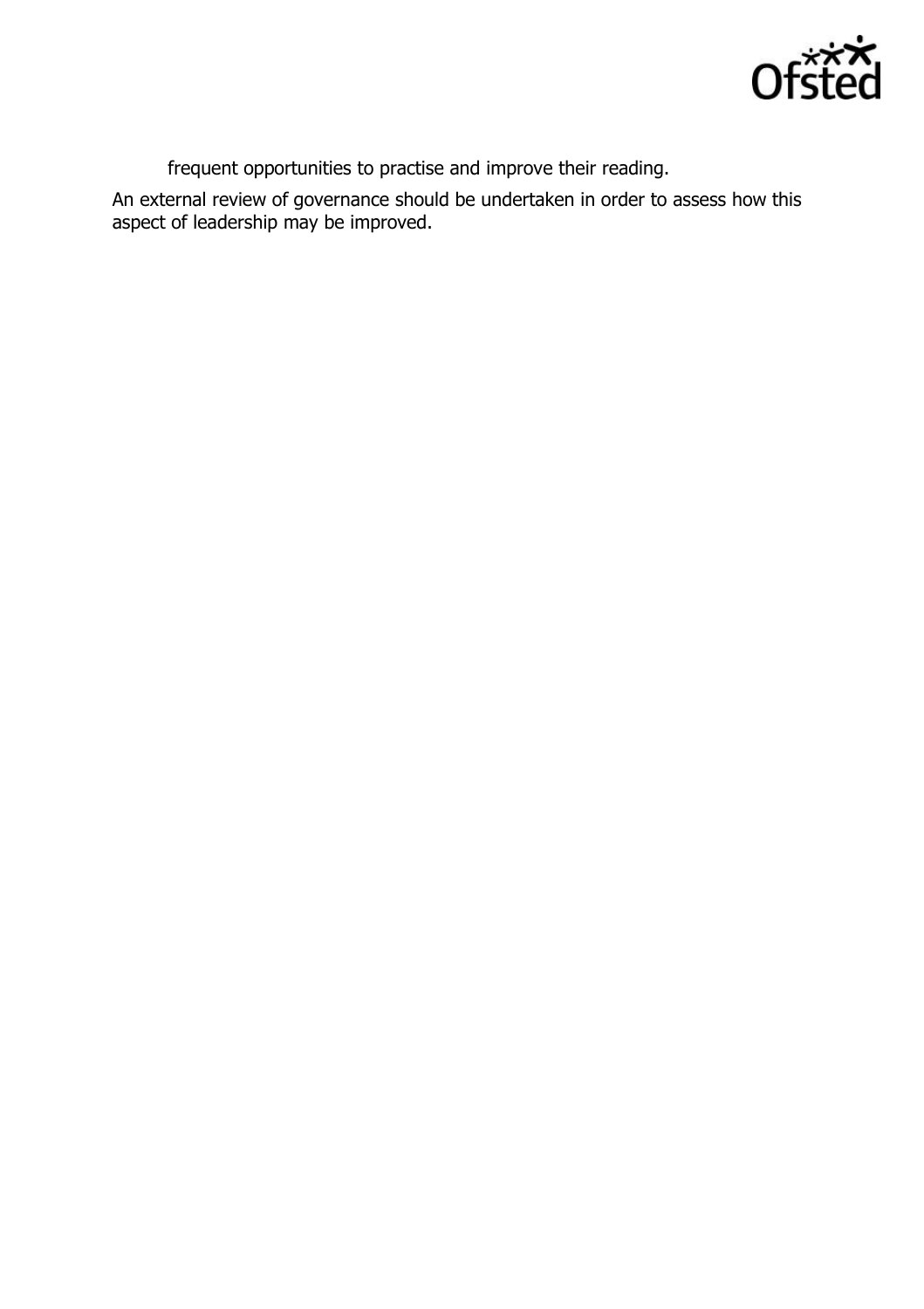frequent opportunities to practise and improve their reading.

An external review of governance should be undertaken in order to assess how this aspect of leadership may be improved.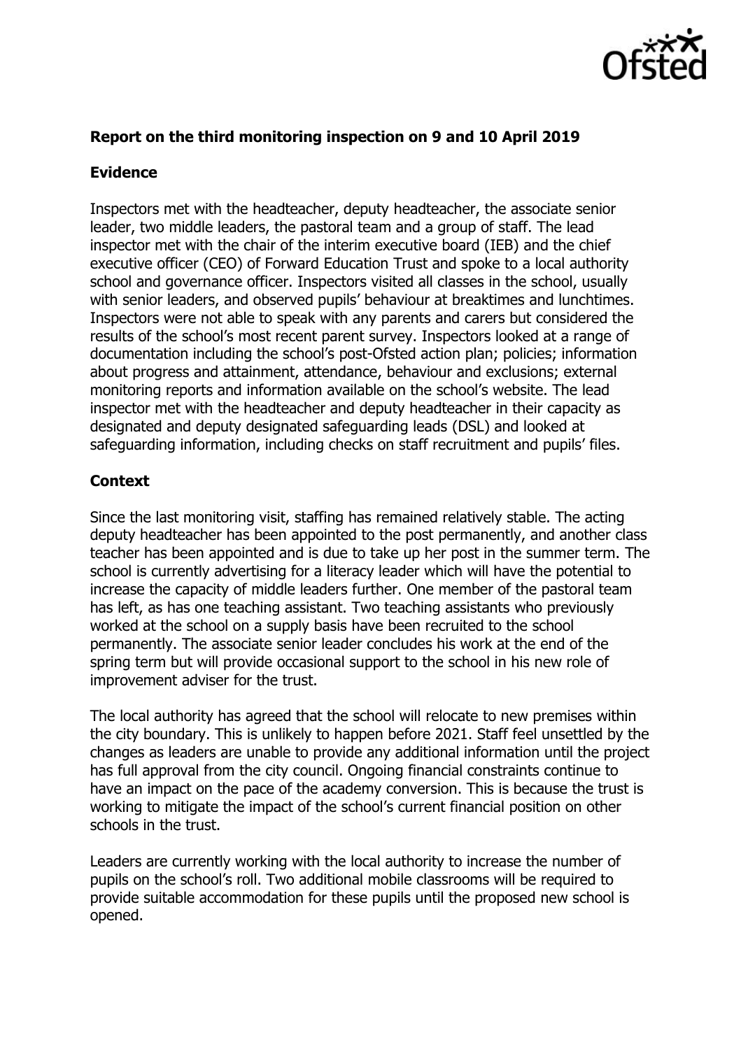**Report on the third monitoring inspection on 9 and 10 April 2019**

**Evidence**

Inspectors met with the headteacher, deputy headteacher, the associate senior leader, two middle leaders, the pastoral team and a group of staff. The lead inspector met with the chair of the interim executive board (IEB) and the chief executive officer (CEO) of Forward Education Trust and spoke to a local authority school and governance officer. Inspectors visited all classes in the school, usually with senior leaders, and observed pupils' behaviour at breaktimes and lunchtimes. Inspectors were not able to speak with any parents and carers but considered the results of the school's most recent parent survey. Inspectors looked at a range of documentation including the school's post-Ofsted action plan; policies; information about progress and attainment, attendance, behaviour and exclusions; external monitoring reports and information available on the school's website. The lead inspector met with the headteacher and deputy headteacher in their capacity as designated and deputy designated safeguarding leads (DSL) and looked at safeguarding information, including checks on staff recruitment and pupils' files.

**Context**

Since the last monitoring visit, staffing has remained relatively stable. The acting deputy headteacher has been appointed to the post permanently, and another class teacher has been appointed and is due to take up her post in the summer term. The school is currently advertising for a literacy leader which will have the potential to increase the capacity of middle leaders further. One member of the pastoral team has left, as has one teaching assistant. Two teaching assistants who previously worked at the school on a supply basis have been recruited to the school permanently. The associate senior leader concludes his work at the end of the spring term but will provide occasional support to the school in his new role of improvement adviser for the trust.

The local authority has agreed that the school will relocate to new premises within the city boundary. This is unlikely to happen before 2021. Staff feel unsettled by the changes as leaders are unable to provide any additional information until the project has full approval from the city council. Ongoing financial constraints continue to have an impact on the pace of the academy conversion. This is because the trust is working to mitigate the impact of the school's current financial position on other schools in the trust.

Leaders are currently working with the local authority to increase the number of pupils on the school's roll. Two additional mobile classrooms will be required to provide suitable accommodation for these pupils until the proposed new school is opened.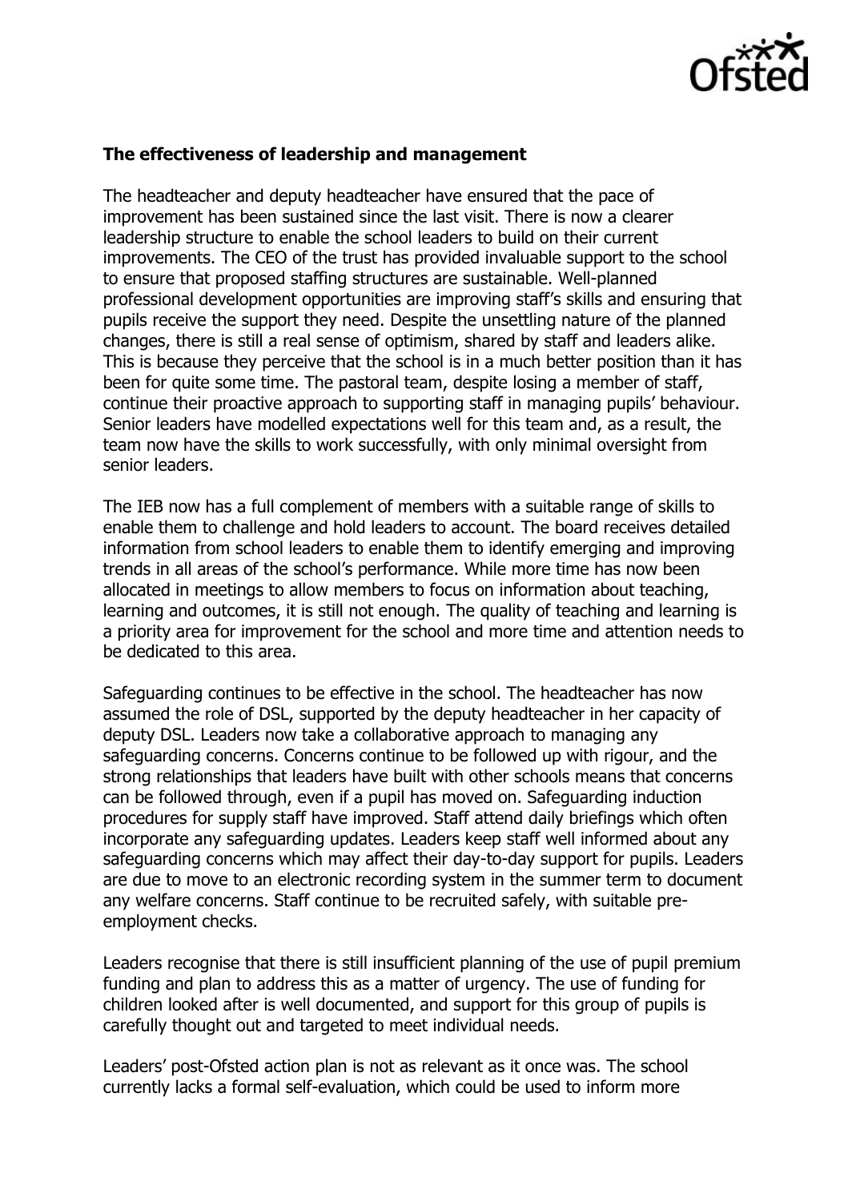**The effectiveness of leadership and management**

The headteacher and deputy headteacher have ensured that the pace of improvement has been sustained since the last visit. There is now a clearer leadership structure to enable the school leaders to build on their current improvements. The CEO of the trust has provided invaluable support to the school to ensure that proposed staffing structures are sustainable. Well-planned professional development opportunities are improving staff's skills and ensuring that pupils receive the support they need. Despite the unsettling nature of the planned changes, there is still a real sense of optimism, shared by staff and leaders alike. This is because they perceive that the school is in a much better position than it has been for quite some time. The pastoral team, despite losing a member of staff, continue their proactive approach to supporting staff in managing pupils' behaviour. Senior leaders have modelled expectations well for this team and, as a result, the team now have the skills to work successfully, with only minimal oversight from senior leaders.

The IEB now has a full complement of members with a suitable range of skills to enable them to challenge and hold leaders to account. The board receives detailed information from school leaders to enable them to identify emerging and improving trends in all areas of the school's performance. While more time has now been allocated in meetings to allow members to focus on information about teaching, learning and outcomes, it is still not enough. The quality of teaching and learning is a priority area for improvement for the school and more time and attention needs to be dedicated to this area.

Safeguarding continues to be effective in the school. The headteacher has now assumed the role of DSL, supported by the deputy headteacher in her capacity of deputy DSL. Leaders now take a collaborative approach to managing any safeguarding concerns. Concerns continue to be followed up with rigour, and the strong relationships that leaders have built with other schools means that concerns can be followed through, even if a pupil has moved on. Safeguarding induction procedures for supply staff have improved. Staff attend daily briefings which often incorporate any safeguarding updates. Leaders keep staff well informed about any safeguarding concerns which may affect their day-to-day support for pupils. Leaders are due to move to an electronic recording system in the summer term to document any welfare concerns. Staff continue to be recruited safely, with suitable pre-employment checks.

Leaders recognise that there is still insufficient planning of the use of pupil premium funding and plan to address this as a matter of urgency. The use of funding for children looked after is well documented, and support for this group of pupils is carefully thought out and targeted to meet individual needs.

Leaders' post-Ofsted action plan is not as relevant as it once was. The school currently lacks a formal self-evaluation, which could be used to inform more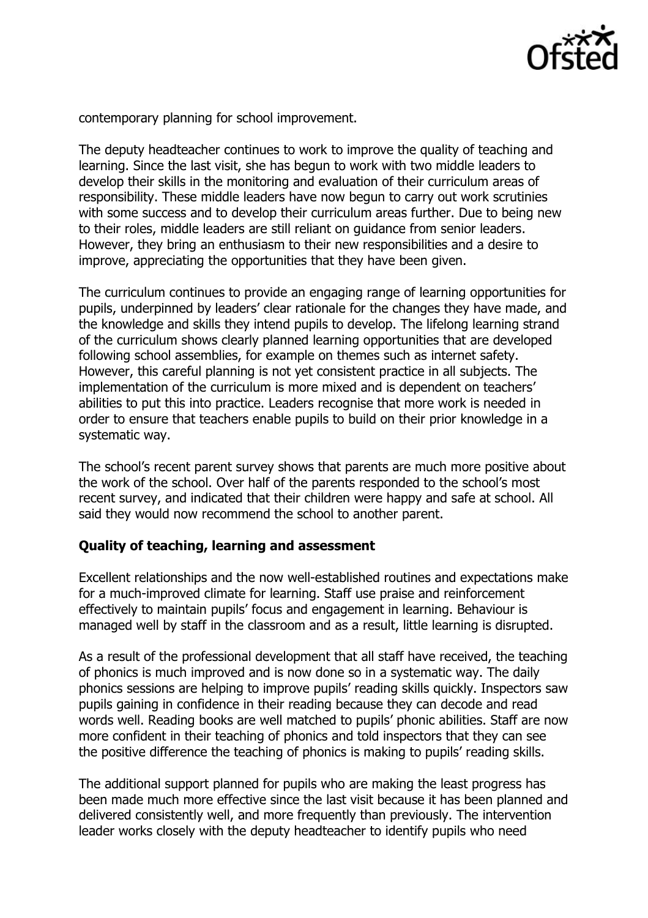contemporary planning for school improvement.

The deputy headteacher continues to work to improve the quality of teaching and learning. Since the last visit, she has begun to work with two middle leaders to develop their skills in the monitoring and evaluation of their curriculum areas of responsibility. These middle leaders have now begun to carry out work scrutinies with some success and to develop their curriculum areas further. Due to being new to their roles, middle leaders are still reliant on guidance from senior leaders. However, they bring an enthusiasm to their new responsibilities and a desire to improve, appreciating the opportunities that they have been given.

The curriculum continues to provide an engaging range of learning opportunities for pupils, underpinned by leaders' clear rationale for the changes they have made, and the knowledge and skills they intend pupils to develop. The lifelong learning strand of the curriculum shows clearly planned learning opportunities that are developed following school assemblies, for example on themes such as internet safety. However, this careful planning is not yet consistent practice in all subjects. The implementation of the curriculum is more mixed and is dependent on teachers' abilities to put this into practice. Leaders recognise that more work is needed in order to ensure that teachers enable pupils to build on their prior knowledge in a systematic way.

The school's recent parent survey shows that parents are much more positive about the work of the school. Over half of the parents responded to the school's most recent survey, and indicated that their children were happy and safe at school. All said they would now recommend the school to another parent.

**Quality of teaching, learning and assessment**

Excellent relationships and the now well-established routines and expectations make for a much-improved climate for learning. Staff use praise and reinforcement effectively to maintain pupils' focus and engagement in learning. Behaviour is managed well by staff in the classroom and as a result, little learning is disrupted.

As a result of the professional development that all staff have received, the teaching of phonics is much improved and is now done so in a systematic way. The daily phonics sessions are helping to improve pupils' reading skills quickly. Inspectors saw pupils gaining in confidence in their reading because they can decode and read words well. Reading books are well matched to pupils' phonic abilities. Staff are now more confident in their teaching of phonics and told inspectors that they can see the positive difference the teaching of phonics is making to pupils' reading skills.

The additional support planned for pupils who are making the least progress has been made much more effective since the last visit because it has been planned and delivered consistently well, and more frequently than previously. The intervention leader works closely with the deputy headteacher to identify pupils who need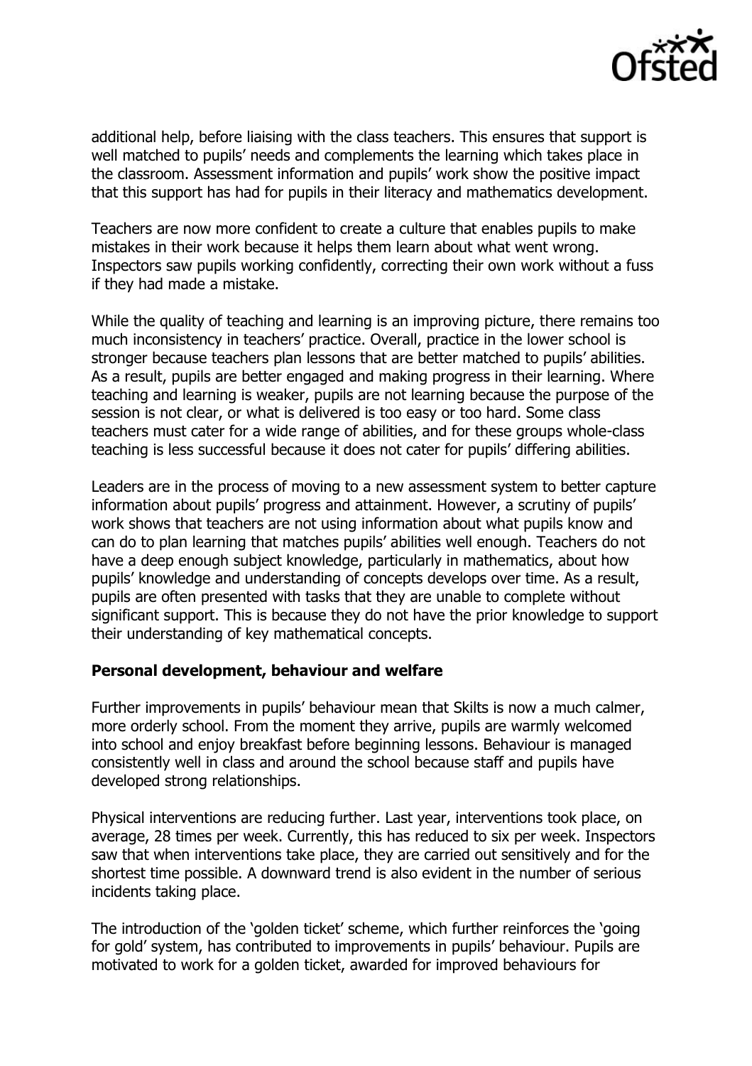additional help, before liaising with the class teachers. This ensures that support is well matched to pupils' needs and complements the learning which takes place in the classroom. Assessment information and pupils' work show the positive impact that this support has had for pupils in their literacy and mathematics development.

Teachers are now more confident to create a culture that enables pupils to make mistakes in their work because it helps them learn about what went wrong. Inspectors saw pupils working confidently, correcting their own work without a fuss if they had made a mistake.

While the quality of teaching and learning is an improving picture, there remains too much inconsistency in teachers' practice. Overall, practice in the lower school is stronger because teachers plan lessons that are better matched to pupils' abilities. As a result, pupils are better engaged and making progress in their learning. Where teaching and learning is weaker, pupils are not learning because the purpose of the session is not clear, or what is delivered is too easy or too hard. Some class teachers must cater for a wide range of abilities, and for these groups whole-class teaching is less successful because it does not cater for pupils' differing abilities.

Leaders are in the process of moving to a new assessment system to better capture information about pupils' progress and attainment. However, a scrutiny of pupils' work shows that teachers are not using information about what pupils know and can do to plan learning that matches pupils' abilities well enough. Teachers do not have a deep enough subject knowledge, particularly in mathematics, about how pupils' knowledge and understanding of concepts develops over time. As a result, pupils are often presented with tasks that they are unable to complete without significant support. This is because they do not have the prior knowledge to support their understanding of key mathematical concepts.

**Personal development, behaviour and welfare**

Further improvements in pupils' behaviour mean that Skilts is now a much calmer, more orderly school. From the moment they arrive, pupils are warmly welcomed into school and enjoy breakfast before beginning lessons. Behaviour is managed consistently well in class and around the school because staff and pupils have developed strong relationships.

Physical interventions are reducing further. Last year, interventions took place, on average, 28 times per week. Currently, this has reduced to six per week. Inspectors saw that when interventions take place, they are carried out sensitively and for the shortest time possible. A downward trend is also evident in the number of serious incidents taking place.

The introduction of the 'golden ticket' scheme, which further reinforces the 'going for gold' system, has contributed to improvements in pupils' behaviour. Pupils are motivated to work for a golden ticket, awarded for improved behaviours for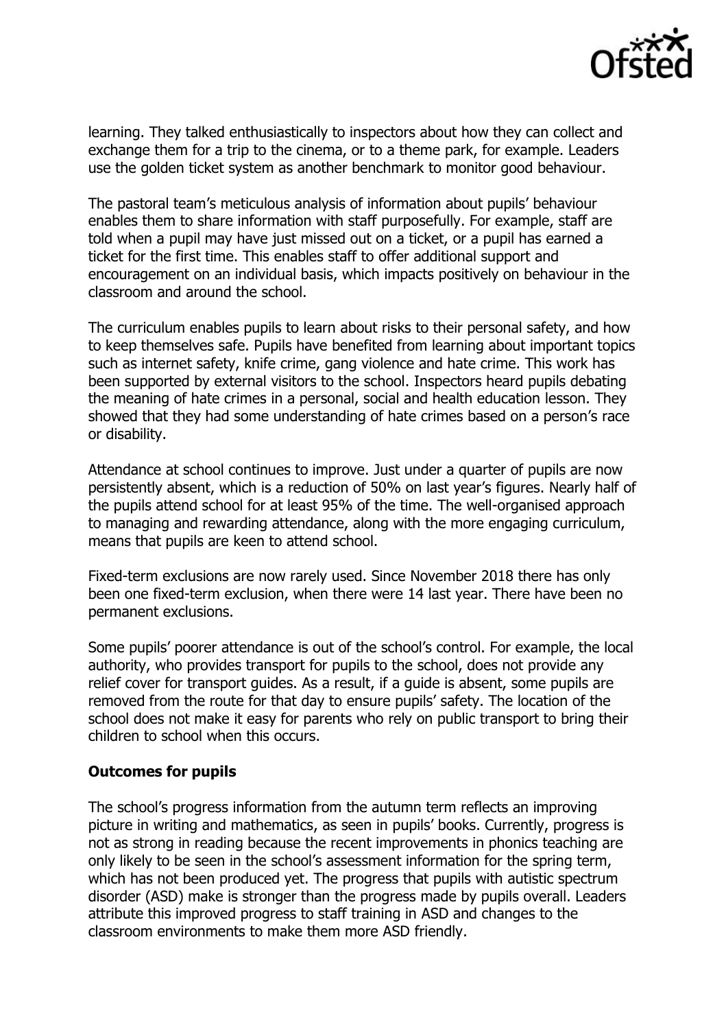learning. They talked enthusiastically to inspectors about how they can collect and exchange them for a trip to the cinema, or to a theme park, for example. Leaders use the golden ticket system as another benchmark to monitor good behaviour.

The pastoral team's meticulous analysis of information about pupils' behaviour enables them to share information with staff purposefully. For example, staff are told when a pupil may have just missed out on a ticket, or a pupil has earned a ticket for the first time. This enables staff to offer additional support and encouragement on an individual basis, which impacts positively on behaviour in the classroom and around the school.

The curriculum enables pupils to learn about risks to their personal safety, and how to keep themselves safe. Pupils have benefited from learning about important topics such as internet safety, knife crime, gang violence and hate crime. This work has been supported by external visitors to the school. Inspectors heard pupils debating the meaning of hate crimes in a personal, social and health education lesson. They showed that they had some understanding of hate crimes based on a person's race or disability.

Attendance at school continues to improve. Just under a quarter of pupils are now persistently absent, which is a reduction of 50% on last year's figures. Nearly half of the pupils attend school for at least 95% of the time. The well-organised approach to managing and rewarding attendance, along with the more engaging curriculum, means that pupils are keen to attend school.

Fixed-term exclusions are now rarely used. Since November 2018 there has only been one fixed-term exclusion, when there were 14 last year. There have been no permanent exclusions.

Some pupils' poorer attendance is out of the school's control. For example, the local authority, who provides transport for pupils to the school, does not provide any relief cover for transport guides. As a result, if a guide is absent, some pupils are removed from the route for that day to ensure pupils' safety. The location of the school does not make it easy for parents who rely on public transport to bring their children to school when this occurs.

**Outcomes for pupils**

The school's progress information from the autumn term reflects an improving picture in writing and mathematics, as seen in pupils' books. Currently, progress is not as strong in reading because the recent improvements in phonics teaching are only likely to be seen in the school's assessment information for the spring term, which has not been produced yet. The progress that pupils with autistic spectrum disorder (ASD) make is stronger than the progress made by pupils overall. Leaders attribute this improved progress to staff training in ASD and changes to the classroom environments to make them more ASD friendly.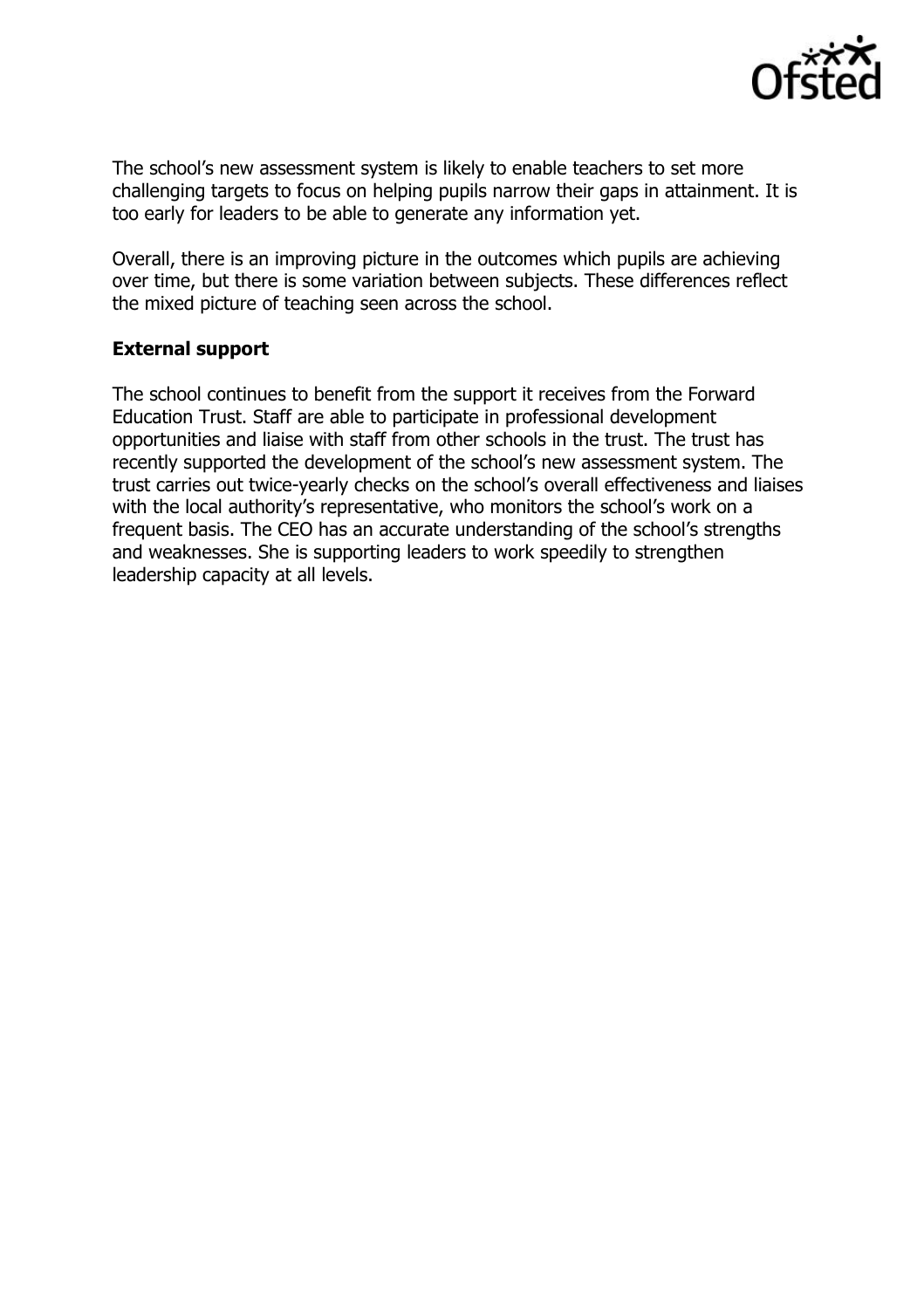The school's new assessment system is likely to enable teachers to set more challenging targets to focus on helping pupils narrow their gaps in attainment. It is too early for leaders to be able to generate any information yet.

Overall, there is an improving picture in the outcomes which pupils are achieving over time, but there is some variation between subjects. These differences reflect the mixed picture of teaching seen across the school.

**External support**

The school continues to benefit from the support it receives from the Forward Education Trust. Staff are able to participate in professional development opportunities and liaise with staff from other schools in the trust. The trust has recently supported the development of the school's new assessment system. The trust carries out twice-yearly checks on the school's overall effectiveness and liaises with the local authority's representative, who monitors the school's work on a frequent basis. The CEO has an accurate understanding of the school's strengths and weaknesses. She is supporting leaders to work speedily to strengthen leadership capacity at all levels.